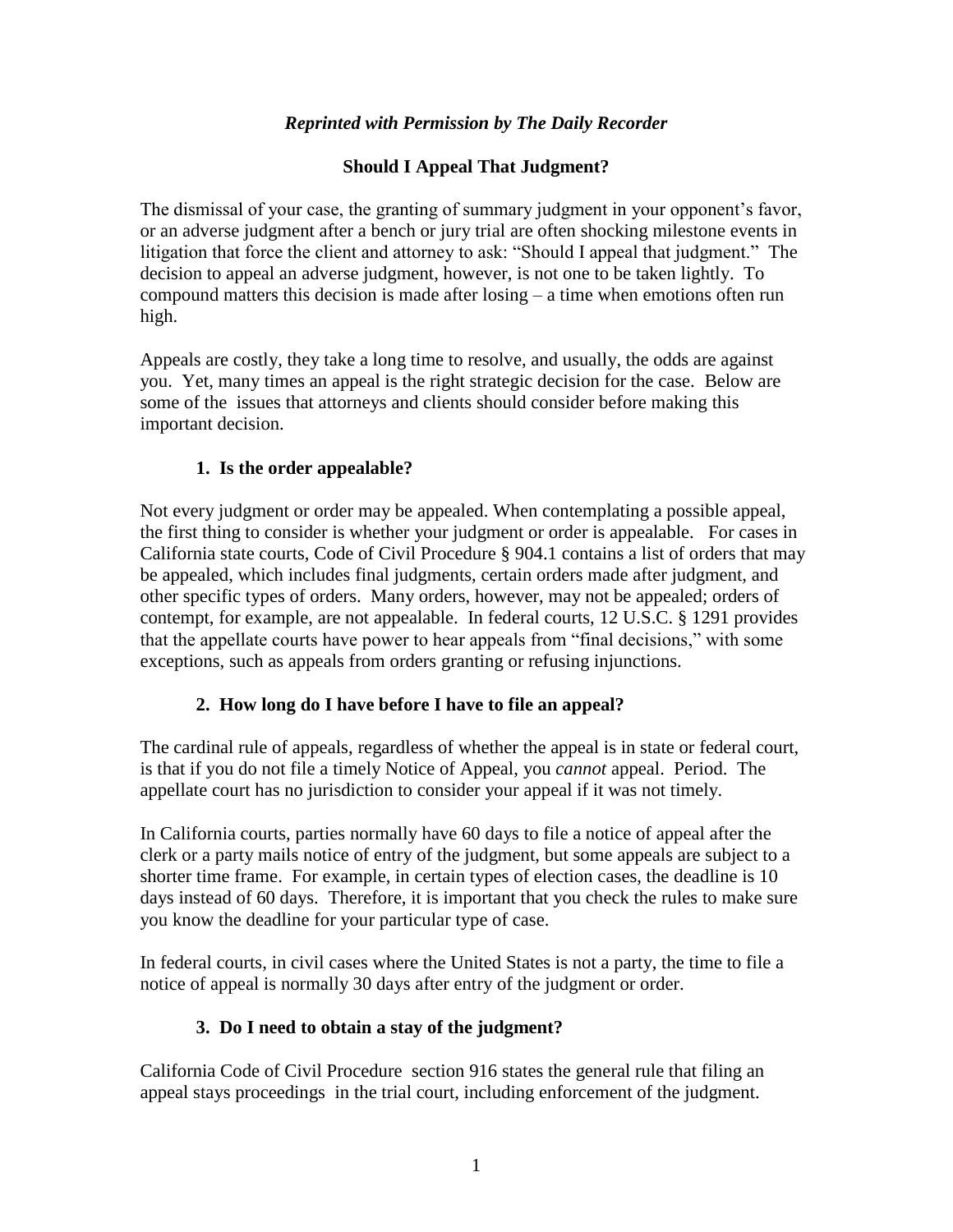*Reprinted with Permission by The Daily Recorder*

# Should I Appeal That Judgment?

The dismissal of your case, the granting of summary judgment in your opponent's favor, or an adverse judgment after a bench or jury trial are often shocking milestone events in litigation that force the client and attorney to ask: "Should I appeal that judgment." The decision to appeal an adverse judgment, however, is not one to be taken lightly. To compound matters this decision is made after losing – a time when emotions often run high.

Appeals are costly, they take a long time to resolve, and usually, the odds are against you. Yet, many times an appeal is the right strategic decision for the case. Below are some of the issues that attorneys and clients should consider before making this important decision.

## 1. Is the order appealable?

Not every judgment or order may be appealed. When contemplating a possible appeal, the first thing to consider is whether your judgment or order is appealable. For cases in California state courts, Code of Civil Procedure § 904.1 contains a list of orders that may be appealed, which includes final judgments, certain orders made after judgment, and other specific types of orders. Many orders, however, may not be appealed; orders of contempt, for example, are not appealable. In federal courts, 12 U.S.C. § 1291 provides that the appellate courts have power to hear appeals from "final decisions," with some exceptions, such as appeals from orders granting or refusing injunctions.

## 2. How long do I have before I have to file an appeal?

The cardinal rule of appeals, regardless of whether the appeal is in state or federal court, is that if you do not file a timely Notice of Appeal, you *cannot* appeal. Period. The appellate court has no jurisdiction to consider your appeal if it was not timely.

In California courts, parties normally have 60 days to file a notice of appeal after the clerk or a party mails notice of entry of the judgment, but some appeals are subject to a shorter time frame. For example, in certain types of election cases, the deadline is 10 days instead of 60 days. Therefore, it is important that you check the rules to make sure you know the deadline for your particular type of case.

In federal courts, in civil cases where the United States is not a party, the time to file a notice of appeal is normally 30 days after entry of the judgment or order.

## 3. Do I need to obtain a stay of the judgment?

California Code of Civil Procedure section 916 states the general rule that filing an appeal stays proceedings in the trial court, including enforcement of the judgment.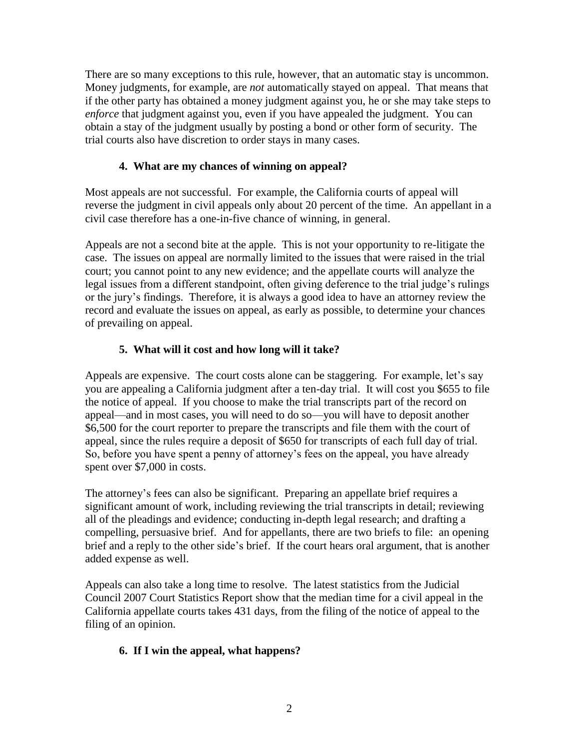There are so many exceptions to this rule, however, that an automatic stay is uncommon. Money judgments, for example, are *not* automatically stayed on appeal. That means that if the other party has obtained a money judgment against you, he or she may take steps to *enforce* that judgment against you, even if you have appealed the judgment. You can obtain a stay of the judgment usually by posting a bond or other form of security. The trial courts also have discretion to order stays in many cases.

### 4. What are my chances of winning on appeal?

Most appeals are not successful. For example, the California courts of appeal will reverse the judgment in civil appeals only about 20 percent of the time. An appellant in a civil case therefore has a one-in-five chance of winning, in general.

Appeals are not a second bite at the apple. This is not your opportunity to re-litigate the case. The issues on appeal are normally limited to the issues that were raised in the trial court; you cannot point to any new evidence; and the appellate courts will analyze the legal issues from a different standpoint, often giving deference to the trial judge's rulings or the jury's findings. Therefore, it is always a good idea to have an attorney review the record and evaluate the issues on appeal, as early as possible, to determine your chances of prevailing on appeal.

### 5. What will it cost and how long will it take?

Appeals are expensive. The court costs alone can be staggering. For example, let's say you are appealing a California judgment after a ten-day trial. It will cost you $655 to file the notice of appeal. If you choose to make the trial transcripts part of the record on appeal—and in most cases, you will need to do so—you will have to deposit another $6,500 for the court reporter to prepare the transcripts and file them with the court of appeal, since the rules require a deposit of $650 for transcripts of each full day of trial. So, before you have spent a penny of attorney's fees on the appeal, you have already spent over $7,000 in costs.

The attorney's fees can also be significant. Preparing an appellate brief requires a significant amount of work, including reviewing the trial transcripts in detail; reviewing all of the pleadings and evidence; conducting in-depth legal research; and drafting a compelling, persuasive brief. And for appellants, there are two briefs to file: an opening brief and a reply to the other side's brief. If the court hears oral argument, that is another added expense as well.

Appeals can also take a long time to resolve. The latest statistics from the Judicial Council 2007 Court Statistics Report show that the median time for a civil appeal in the California appellate courts takes 431 days, from the filing of the notice of appeal to the filing of an opinion.

### 6. If I win the appeal, what happens?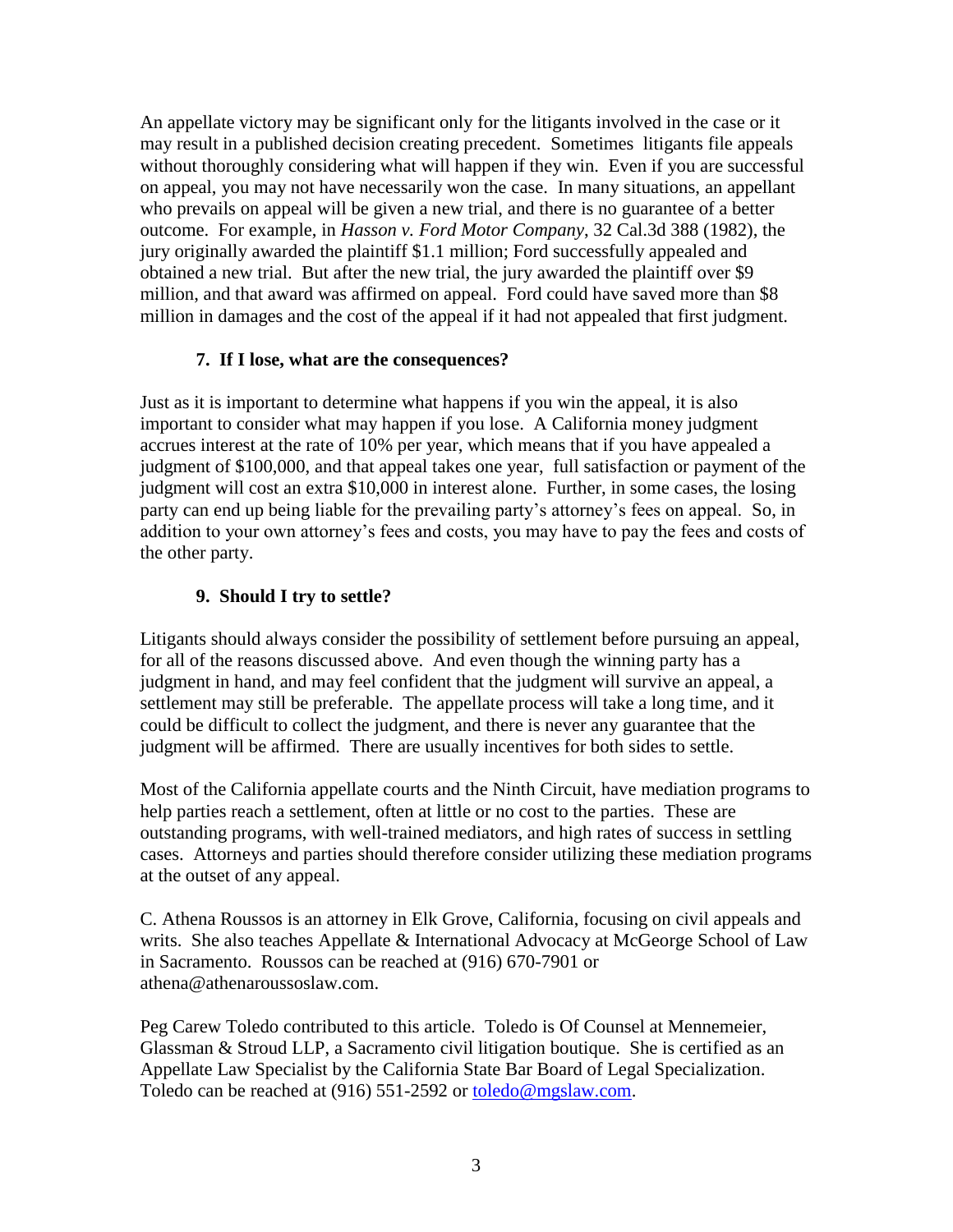An appellate victory may be significant only for the litigants involved in the case or it may result in a published decision creating precedent. Sometimes litigants file appeals without thoroughly considering what will happen if they win. Even if you are successful on appeal, you may not have necessarily won the case. In many situations, an appellant who prevails on appeal will be given a new trial, and there is no guarantee of a better outcome. For example, in *Hasson v. Ford Motor Company*, 32 Cal.3d 388 (1982), the jury originally awarded the plaintiff $1.1 million; Ford successfully appealed and obtained a new trial. But after the new trial, the jury awarded the plaintiff over $9 million, and that award was affirmed on appeal. Ford could have saved more than $8 million in damages and the cost of the appeal if it had not appealed that first judgment.

### 7. If I lose, what are the consequences?

Just as it is important to determine what happens if you win the appeal, it is also important to consider what may happen if you lose. A California money judgment accrues interest at the rate of 10% per year, which means that if you have appealed a judgment of $100,000, and that appeal takes one year, full satisfaction or payment of the judgment will cost an extra $10,000 in interest alone. Further, in some cases, the losing party can end up being liable for the prevailing party's attorney's fees on appeal. So, in addition to your own attorney's fees and costs, you may have to pay the fees and costs of the other party.

### 9. Should I try to settle?

Litigants should always consider the possibility of settlement before pursuing an appeal, for all of the reasons discussed above. And even though the winning party has a judgment in hand, and may feel confident that the judgment will survive an appeal, a settlement may still be preferable. The appellate process will take a long time, and it could be difficult to collect the judgment, and there is never any guarantee that the judgment will be affirmed. There are usually incentives for both sides to settle.

Most of the California appellate courts and the Ninth Circuit, have mediation programs to help parties reach a settlement, often at little or no cost to the parties. These are outstanding programs, with well-trained mediators, and high rates of success in settling cases. Attorneys and parties should therefore consider utilizing these mediation programs at the outset of any appeal.

C. Athena Roussos is an attorney in Elk Grove, California, focusing on civil appeals and writs. She also teaches Appellate & International Advocacy at McGeorge School of Law in Sacramento. Roussos can be reached at (916) 670-7901 or athena@athenaroussoslaw.com.

Peg Carew Toledo contributed to this article. Toledo is Of Counsel at Mennemeier, Glassman & Stroud LLP, a Sacramento civil litigation boutique. She is certified as an Appellate Law Specialist by the California State Bar Board of Legal Specialization. Toledo can be reached at (916) 551-2592 or toledo@mgslaw.com.